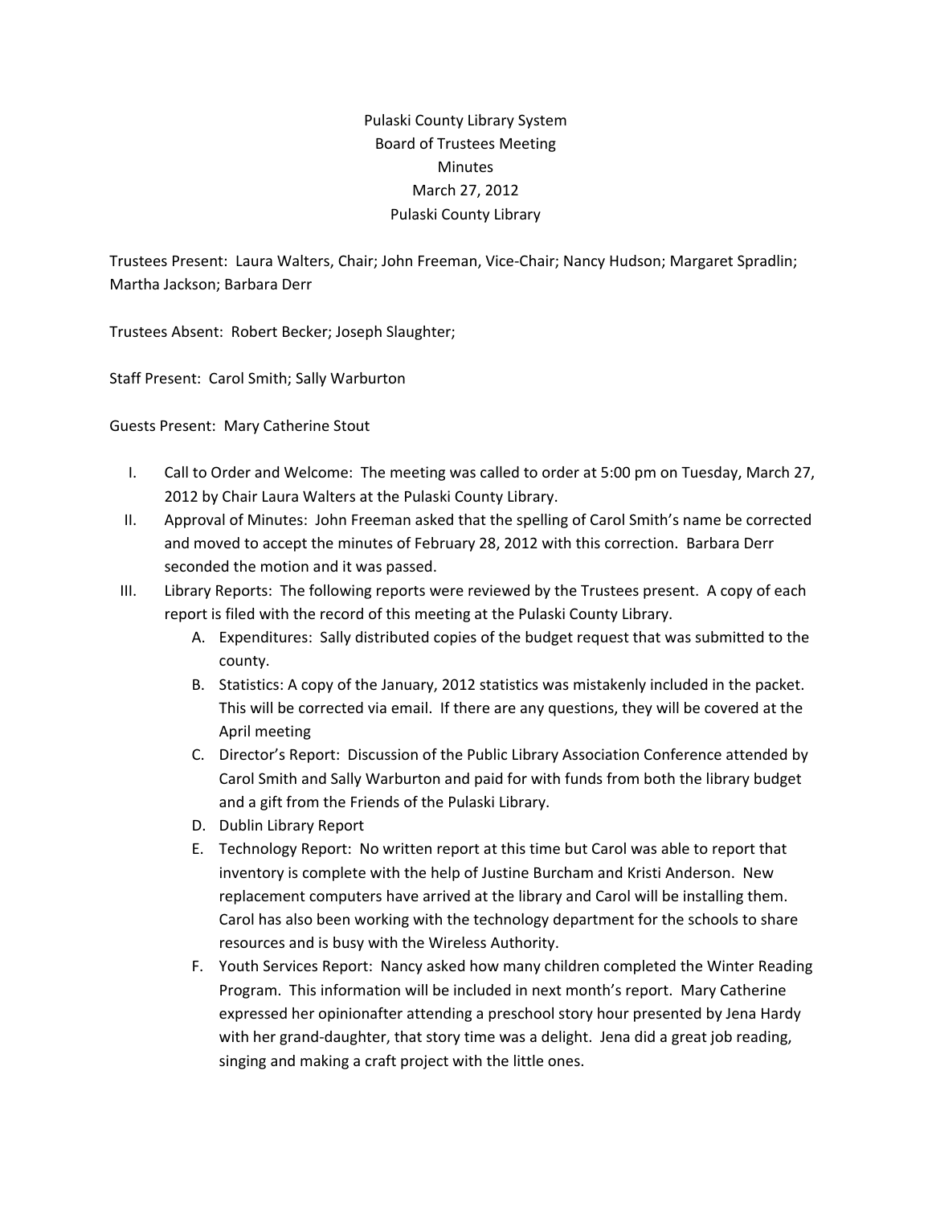# Pulaski County Library System
## Board of Trustees Meeting
## Minutes
## March 27, 2012
## Pulaski County Library

Trustees Present: Laura Walters, Chair; John Freeman, Vice-Chair; Nancy Hudson; Margaret Spradlin; Martha Jackson; Barbara Derr

Trustees Absent: Robert Becker; Joseph Slaughter;

Staff Present: Carol Smith; Sally Warburton

Guests Present: Mary Catherine Stout

I. Call to Order and Welcome: The meeting was called to order at 5:00 pm on Tuesday, March 27, 2012 by Chair Laura Walters at the Pulaski County Library.

II. Approval of Minutes: John Freeman asked that the spelling of Carol Smith's name be corrected and moved to accept the minutes of February 28, 2012 with this correction. Barbara Derr seconded the motion and it was passed.

III. Library Reports: The following reports were reviewed by the Trustees present. A copy of each report is filed with the record of this meeting at the Pulaski County Library.

   A. Expenditures: Sally distributed copies of the budget request that was submitted to the county.

   B. Statistics: A copy of the January, 2012 statistics was mistakenly included in the packet. This will be corrected via email. If there are any questions, they will be covered at the April meeting

   C. Director's Report: Discussion of the Public Library Association Conference attended by Carol Smith and Sally Warburton and paid for with funds from both the library budget and a gift from the Friends of the Pulaski Library.

   D. Dublin Library Report

   E. Technology Report: No written report at this time but Carol was able to report that inventory is complete with the help of Justine Burcham and Kristi Anderson. New replacement computers have arrived at the library and Carol will be installing them. Carol has also been working with the technology department for the schools to share resources and is busy with the Wireless Authority.

   F. Youth Services Report: Nancy asked how many children completed the Winter Reading Program. This information will be included in next month's report. Mary Catherine expressed her opinionafter attending a preschool story hour presented by Jena Hardy with her grand-daughter, that story time was a delight. Jena did a great job reading, singing and making a craft project with the little ones.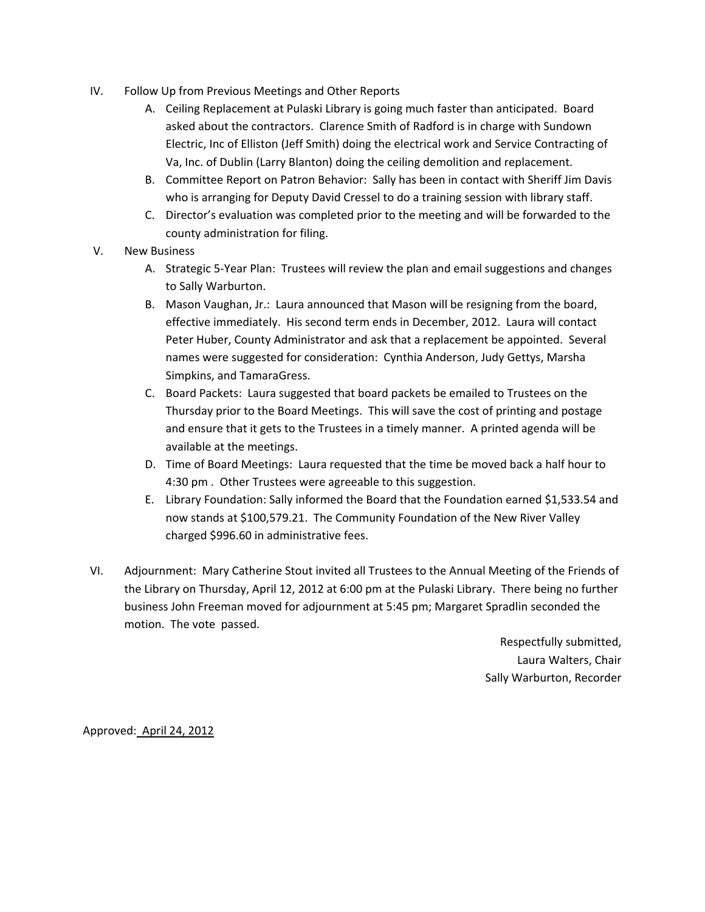IV. Follow Up from Previous Meetings and Other Reports

   A. Ceiling Replacement at Pulaski Library is going much faster than anticipated. Board asked about the contractors. Clarence Smith of Radford is in charge with Sundown Electric, Inc of Elliston (Jeff Smith) doing the electrical work and Service Contracting of Va, Inc. of Dublin (Larry Blanton) doing the ceiling demolition and replacement.
   B. Committee Report on Patron Behavior: Sally has been in contact with Sheriff Jim Davis who is arranging for Deputy David Cressel to do a training session with library staff.
   C. Director's evaluation was completed prior to the meeting and will be forwarded to the county administration for filing.

V. New Business

   A. Strategic 5-Year Plan: Trustees will review the plan and email suggestions and changes to Sally Warburton.
   B. Mason Vaughan, Jr.: Laura announced that Mason will be resigning from the board, effective immediately. His second term ends in December, 2012. Laura will contact Peter Huber, County Administrator and ask that a replacement be appointed. Several names were suggested for consideration: Cynthia Anderson, Judy Gettys, Marsha Simpkins, and TamaraGress.
   C. Board Packets: Laura suggested that board packets be emailed to Trustees on the Thursday prior to the Board Meetings. This will save the cost of printing and postage and ensure that it gets to the Trustees in a timely manner. A printed agenda will be available at the meetings.
   D. Time of Board Meetings: Laura requested that the time be moved back a half hour to 4:30 pm . Other Trustees were agreeable to this suggestion.
   E. Library Foundation: Sally informed the Board that the Foundation earned $1,533.54 and now stands at $100,579.21. The Community Foundation of the New River Valley charged $996.60 in administrative fees.

VI. Adjournment: Mary Catherine Stout invited all Trustees to the Annual Meeting of the Friends of the Library on Thursday, April 12, 2012 at 6:00 pm at the Pulaski Library. There being no further business John Freeman moved for adjournment at 5:45 pm; Margaret Spradlin seconded the motion. The vote passed.

Respectfully submitted,
Laura Walters, Chair
Sally Warburton, Recorder

Approved: April 24, 2012